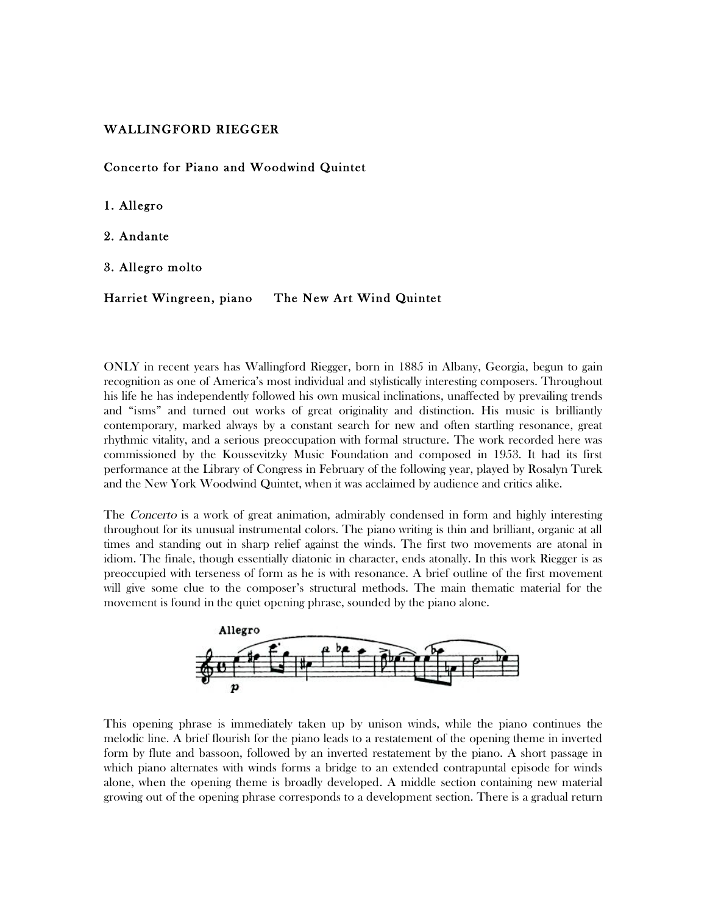## WALLINGFORD RIEGGER

### Concerto for Piano and Woodwind Quintet

1. Allegro

2. Andante

3. Allegro molto

**Harriet Wingreen, piano The New Art Wind Quintet**

ONLY in recent years has Wallingford Riegger, born in 1885 in Albany, Georgia, begun to gain recognition as one of America's most individual and stylistically interesting composers. Throughout his life he has independently followed his own musical inclinations, unaffected by prevailing trends and "isms" and turned out works of great originality and distinction. His music is brilliantly contemporary, marked always by a constant search for new and often startling resonance, great rhythmic vitality, and a serious preoccupation with formal structure. The work recorded here was commissioned by the Koussevitzky Music Foundation and composed in 1953. It had its first performance at the Library of Congress in February of the following year, played by Rosalyn Turek and the New York Woodwind Quintet, when it was acclaimed by audience and critics alike.

The *Concerto* is a work of great animation, admirably condensed in form and highly interesting throughout for its unusual instrumental colors. The piano writing is thin and brilliant, organic at all times and standing out in sharp relief against the winds. The first two movements are atonal in idiom. The finale, though essentially diatonic in character, ends atonally. In this work Riegger is as preoccupied with terseness of form as he is with resonance. A brief outline of the first movement will give some clue to the composer's structural methods. The main thematic material for the movement is found in the quiet opening phrase, sounded by the piano alone.

This opening phrase is immediately taken up by unison winds, while the piano continues the melodic line. A brief flourish for the piano leads to a restatement of the opening theme in inverted form by flute and bassoon, followed by an inverted restatement by the piano. A short passage in which piano alternates with winds forms a bridge to an extended contrapuntal episode for winds alone, when the opening theme is broadly developed. A middle section containing new material growing out of the opening phrase corresponds to a development section. There is a gradual return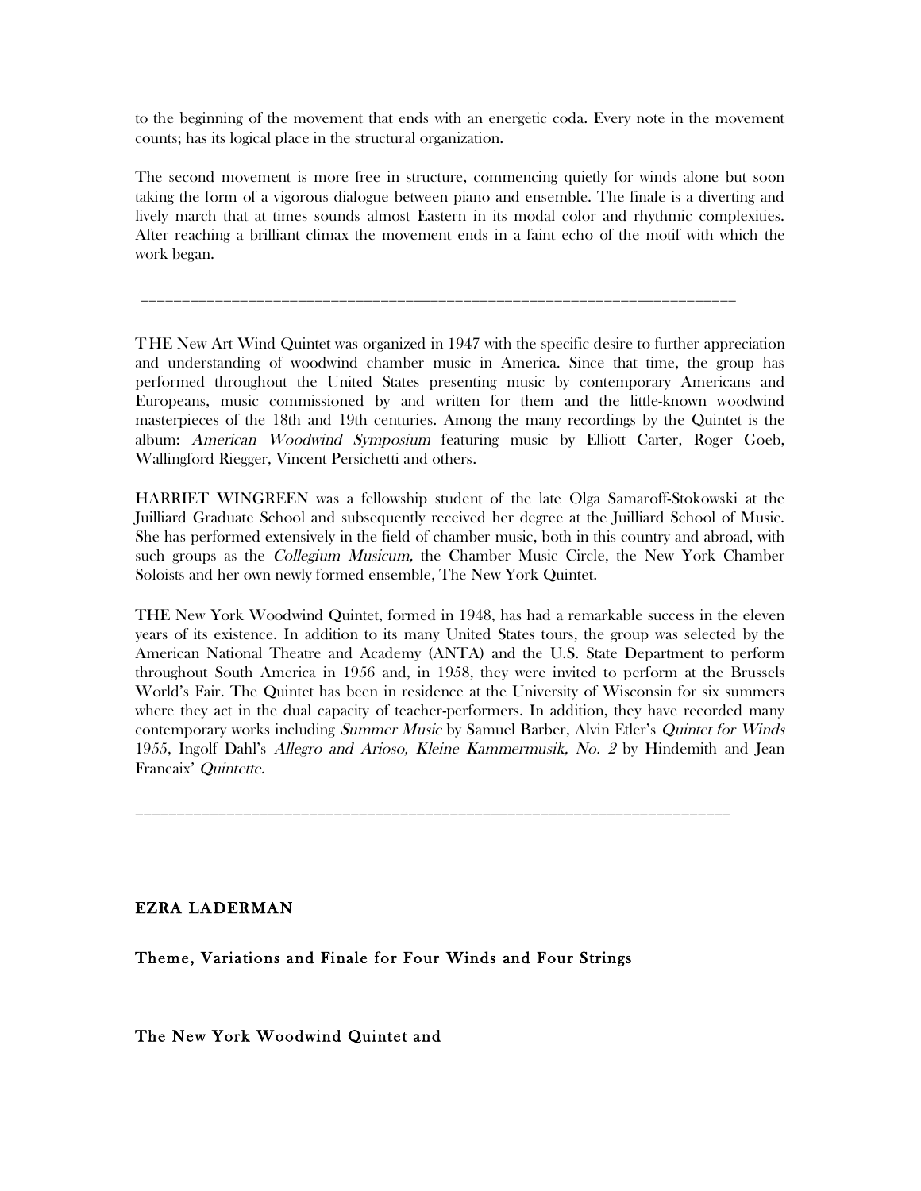to the beginning of the movement that ends with an energetic coda. Every note in the movement counts; has its logical place in the structural organization.

The second movement is more free in structure, commencing quietly for winds alone but soon taking the form of a vigorous dialogue between piano and ensemble. The finale is a diverting and lively march that at times sounds almost Eastern in its modal color and rhythmic complexities. After reaching a brilliant climax the movement ends in a faint echo of the motif with which the work began.

---

THE New Art Wind Quintet was organized in 1947 with the specific desire to further appreciation and understanding of woodwind chamber music in America. Since that time, the group has performed throughout the United States presenting music by contemporary Americans and Europeans, music commissioned by and written for them and the little-known woodwind masterpieces of the 18th and 19th centuries. Among the many recordings by the Quintet is the album: *American Woodwind Symposium* featuring music by Elliott Carter, Roger Goeb, Wallingford Riegger, Vincent Persichetti and others.

HARRIET WINGREEN was a fellowship student of the late Olga Samaroff-Stokowski at the Juilliard Graduate School and subsequently received her degree at the Juilliard School of Music. She has performed extensively in the field of chamber music, both in this country and abroad, with such groups as the *Collegium Musicum,* the Chamber Music Circle, the New York Chamber Soloists and her own newly formed ensemble, The New York Quintet.

THE New York Woodwind Quintet, formed in 1948, has had a remarkable success in the eleven years of its existence. In addition to its many United States tours, the group was selected by the American National Theatre and Academy (ANTA) and the U.S. State Department to perform throughout South America in 1956 and, in 1958, they were invited to perform at the Brussels World's Fair. The Quintet has been in residence at the University of Wisconsin for six summers where they act in the dual capacity of teacher-performers. In addition, they have recorded many contemporary works including *Summer Music* by Samuel Barber, Alvin Etler's *Quintet for Winds 1955*, Ingolf Dahl's *Allegro and Arioso, Kleine Kammermusik, No. 2* by Hindemith and Jean Francaix' *Quintette.*

---

**EZRA LADERMAN**

**Theme, Variations and Finale for Four Winds and Four Strings**

**The New York Woodwind Quintet and**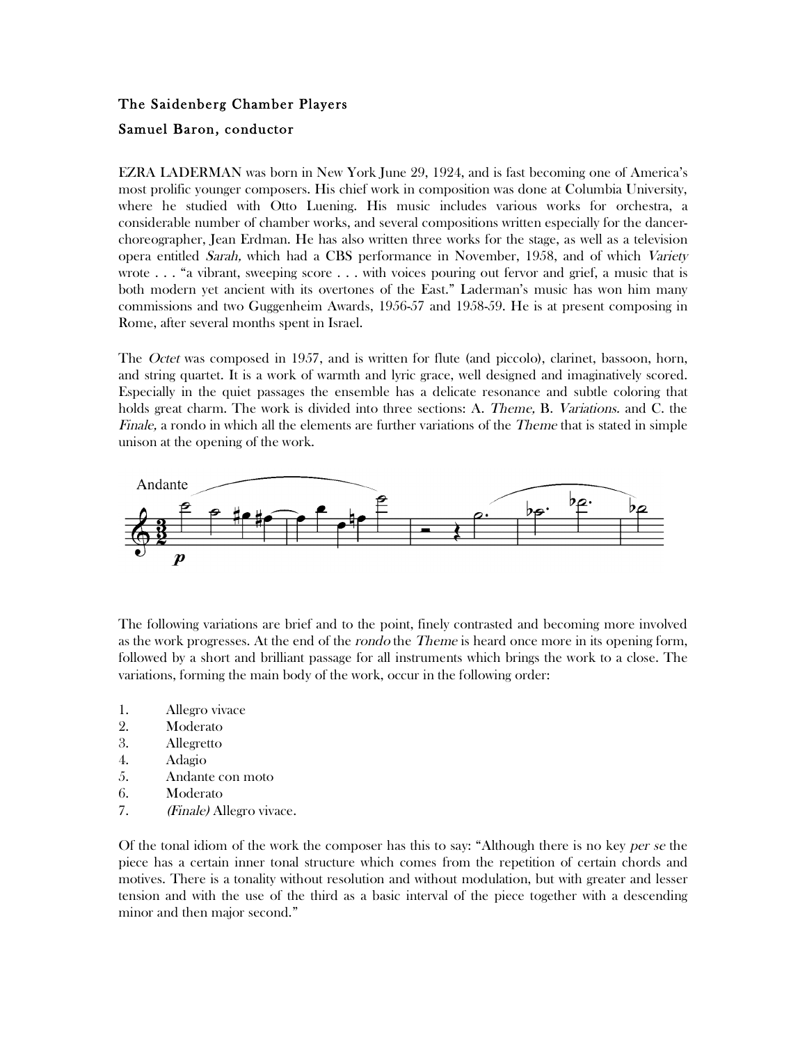**The Saidenberg Chamber Players**

**Samuel Baron, conductor**

EZRA LADERMAN was born in New York June 29, 1924, and is fast becoming one of America's most prolific younger composers. His chief work in composition was done at Columbia University, where he studied with Otto Luening. His music includes various works for orchestra, a considerable number of chamber works, and several compositions written especially for the dancer-choreographer, Jean Erdman. He has also written three works for the stage, as well as a television opera entitled *Sarah,* which had a CBS performance in November, 1958, and of which *Variety* wrote . . . "a vibrant, sweeping score . . . with voices pouring out fervor and grief, a music that is both modern yet ancient with its overtones of the East." Laderman's music has won him many commissions and two Guggenheim Awards, 1956-57 and 1958-59. He is at present composing in Rome, after several months spent in Israel.

The *Octet* was composed in 1957, and is written for flute (and piccolo), clarinet, bassoon, horn, and string quartet. It is a work of warmth and lyric grace, well designed and imaginatively scored. Especially in the quiet passages the ensemble has a delicate resonance and subtle coloring that holds great charm. The work is divided into three sections: A. *Theme,* B. *Variations.* and C. the *Finale,* a rondo in which all the elements are further variations of the *Theme* that is stated in simple unison at the opening of the work.

The following variations are brief and to the point, finely contrasted and becoming more involved as the work progresses. At the end of the *rondo* the *Theme* is heard once more in its opening form, followed by a short and brilliant passage for all instruments which brings the work to a close. The variations, forming the main body of the work, occur in the following order:

1. Allegro vivace
2. Moderato
3. Allegretto
4. Adagio
5. Andante con moto
6. Moderato
7. *(Finale)* Allegro vivace.

Of the tonal idiom of the work the composer has this to say: "Although there is no key *per se* the piece has a certain inner tonal structure which comes from the repetition of certain chords and motives. There is a tonality without resolution and without modulation, but with greater and lesser tension and with the use of the third as a basic interval of the piece together with a descending minor and then major second."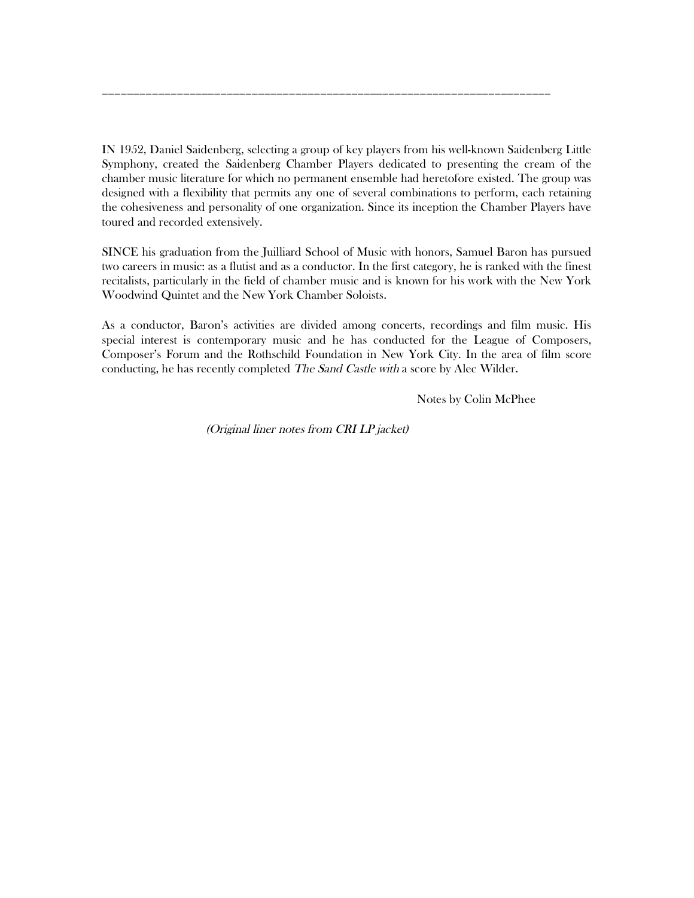---

IN 1952, Daniel Saidenberg, selecting a group of key players from his well-known Saidenberg Little Symphony, created the Saidenberg Chamber Players dedicated to presenting the cream of the chamber music literature for which no permanent ensemble had heretofore existed. The group was designed with a flexibility that permits any one of several combinations to perform, each retaining the cohesiveness and personality of one organization. Since its inception the Chamber Players have toured and recorded extensively.

SINCE his graduation from the Juilliard School of Music with honors, Samuel Baron has pursued two careers in music: as a flutist and as a conductor. In the first category, he is ranked with the finest recitalists, particularly in the field of chamber music and is known for his work with the New York Woodwind Quintet and the New York Chamber Soloists.

As a conductor, Baron's activities are divided among concerts, recordings and film music. His special interest is contemporary music and he has conducted for the League of Composers, Composer's Forum and the Rothschild Foundation in New York City. In the area of film score conducting, he has recently completed *The Sand Castle with* a score by Alec Wilder.

Notes by Colin McPhee

*(Original liner notes from CRI LP jacket)*